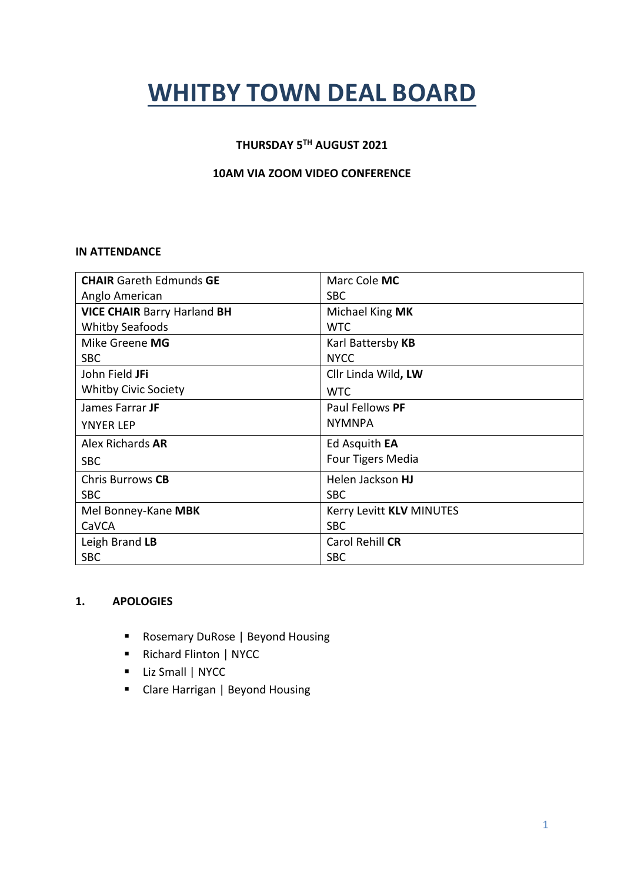# WHITBY TOWN DEAL BOARD

**THURSDAY 5TH AUGUST 2021**

**10AM VIA ZOOM VIDEO CONFERENCE**

**IN ATTENDANCE**

| | |
|---|---|
| **CHAIR** Gareth Edmunds **GE**<br>Anglo American | Marc Cole **MC**<br>SBC |
| **VICE CHAIR** Barry Harland **BH**<br>Whitby Seafoods | Michael King **MK**<br>WTC |
| Mike Greene **MG**<br>SBC | Karl Battersby **KB**<br>NYCC |
| John Field **JFi**<br>Whitby Civic Society | Cllr Linda Wild**, LW**<br>WTC |
| James Farrar **JF**<br>YNYER LEP | Paul Fellows **PF**<br>NYMNPA |
| Alex Richards **AR**<br>SBC | Ed Asquith **EA**<br>Four Tigers Media |
| Chris Burrows **CB**<br>SBC | Helen Jackson **HJ**<br>SBC |
| Mel Bonney-Kane **MBK**<br>CaVCA | Kerry Levitt **KLV** MINUTES<br>SBC |
| Leigh Brand **LB**<br>SBC | Carol Rehill **CR**<br>SBC |

## 1. APOLOGIES

- Rosemary DuRose | Beyond Housing
- Richard Flinton | NYCC
- Liz Small | NYCC
- Clare Harrigan | Beyond Housing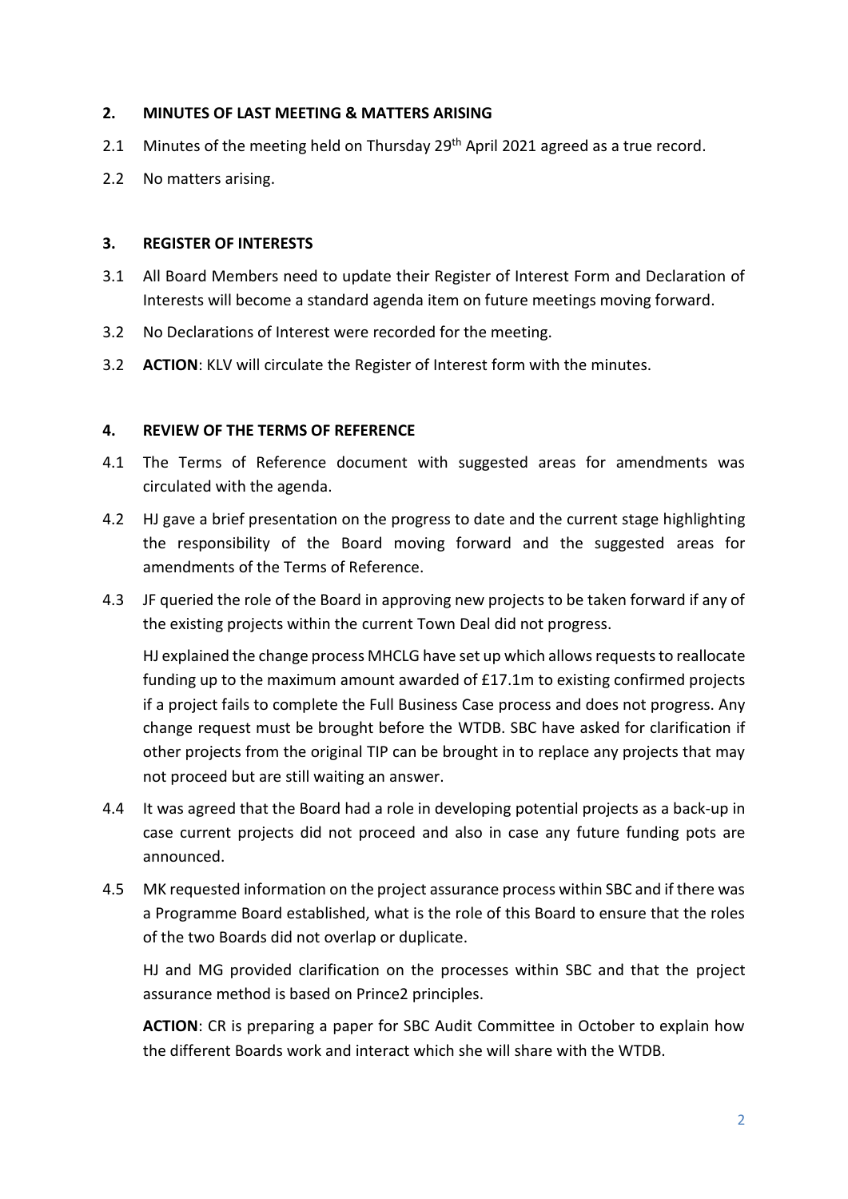## 2. MINUTES OF LAST MEETING & MATTERS ARISING

2.1 Minutes of the meeting held on Thursday 29th April 2021 agreed as a true record.

2.2 No matters arising.

## 3. REGISTER OF INTERESTS

3.1 All Board Members need to update their Register of Interest Form and Declaration of Interests will become a standard agenda item on future meetings moving forward.

3.2 No Declarations of Interest were recorded for the meeting.

3.2 **ACTION**: KLV will circulate the Register of Interest form with the minutes.

## 4. REVIEW OF THE TERMS OF REFERENCE

4.1 The Terms of Reference document with suggested areas for amendments was circulated with the agenda.

4.2 HJ gave a brief presentation on the progress to date and the current stage highlighting the responsibility of the Board moving forward and the suggested areas for amendments of the Terms of Reference.

4.3 JF queried the role of the Board in approving new projects to be taken forward if any of the existing projects within the current Town Deal did not progress.

HJ explained the change process MHCLG have set up which allows requests to reallocate funding up to the maximum amount awarded of £17.1m to existing confirmed projects if a project fails to complete the Full Business Case process and does not progress. Any change request must be brought before the WTDB. SBC have asked for clarification if other projects from the original TIP can be brought in to replace any projects that may not proceed but are still waiting an answer.

4.4 It was agreed that the Board had a role in developing potential projects as a back-up in case current projects did not proceed and also in case any future funding pots are announced.

4.5 MK requested information on the project assurance process within SBC and if there was a Programme Board established, what is the role of this Board to ensure that the roles of the two Boards did not overlap or duplicate.

HJ and MG provided clarification on the processes within SBC and that the project assurance method is based on Prince2 principles.

**ACTION**: CR is preparing a paper for SBC Audit Committee in October to explain how the different Boards work and interact which she will share with the WTDB.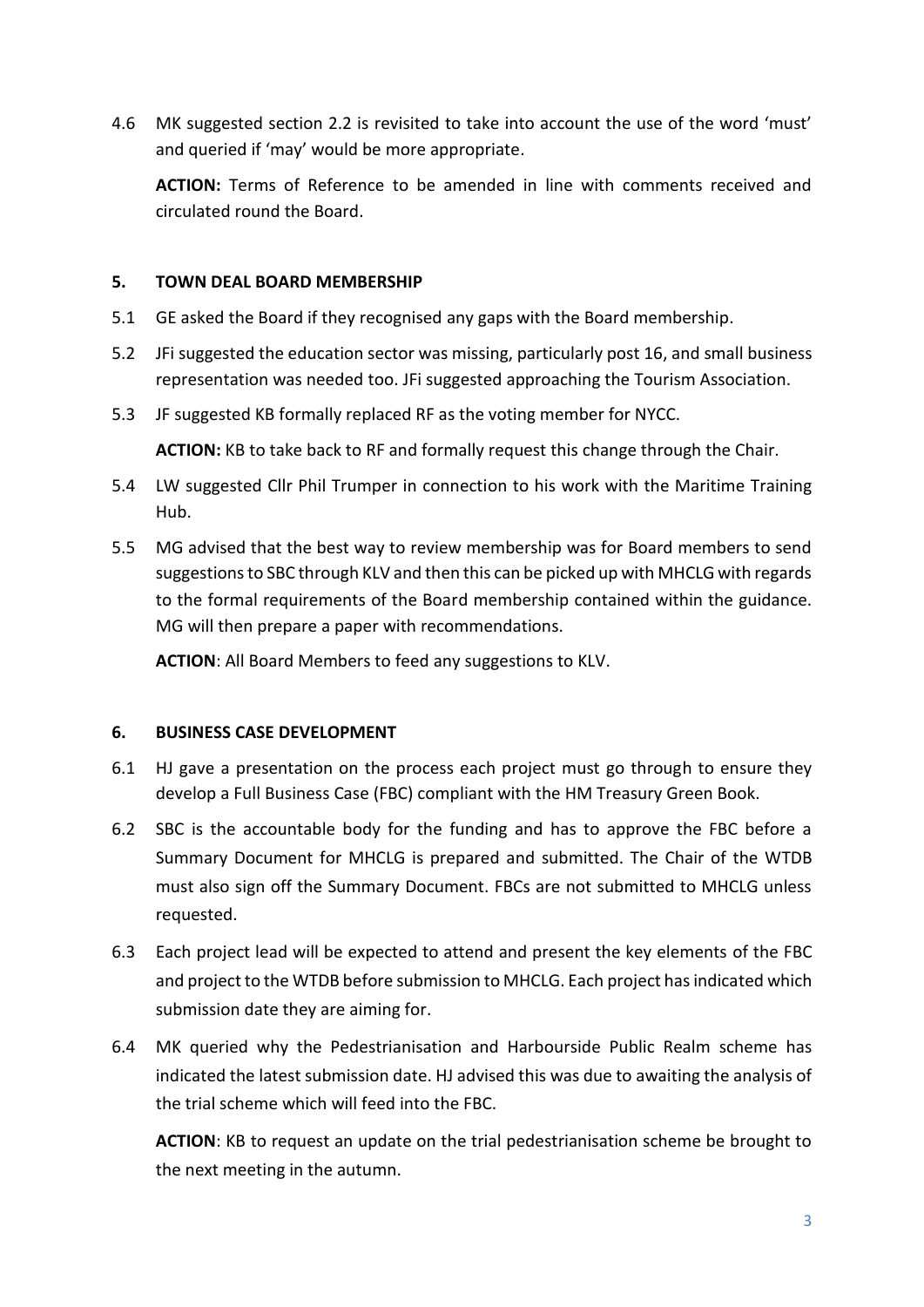4.6 MK suggested section 2.2 is revisited to take into account the use of the word 'must' and queried if 'may' would be more appropriate.

**ACTION:** Terms of Reference to be amended in line with comments received and circulated round the Board.

## 5. TOWN DEAL BOARD MEMBERSHIP

5.1 GE asked the Board if they recognised any gaps with the Board membership.

5.2 JFi suggested the education sector was missing, particularly post 16, and small business representation was needed too. JFi suggested approaching the Tourism Association.

5.3 JF suggested KB formally replaced RF as the voting member for NYCC.

**ACTION:** KB to take back to RF and formally request this change through the Chair.

5.4 LW suggested Cllr Phil Trumper in connection to his work with the Maritime Training Hub.

5.5 MG advised that the best way to review membership was for Board members to send suggestions to SBC through KLV and then this can be picked up with MHCLG with regards to the formal requirements of the Board membership contained within the guidance. MG will then prepare a paper with recommendations.

**ACTION**: All Board Members to feed any suggestions to KLV.

## 6. BUSINESS CASE DEVELOPMENT

6.1 HJ gave a presentation on the process each project must go through to ensure they develop a Full Business Case (FBC) compliant with the HM Treasury Green Book.

6.2 SBC is the accountable body for the funding and has to approve the FBC before a Summary Document for MHCLG is prepared and submitted. The Chair of the WTDB must also sign off the Summary Document. FBCs are not submitted to MHCLG unless requested.

6.3 Each project lead will be expected to attend and present the key elements of the FBC and project to the WTDB before submission to MHCLG. Each project has indicated which submission date they are aiming for.

6.4 MK queried why the Pedestrianisation and Harbourside Public Realm scheme has indicated the latest submission date. HJ advised this was due to awaiting the analysis of the trial scheme which will feed into the FBC.

**ACTION**: KB to request an update on the trial pedestrianisation scheme be brought to the next meeting in the autumn.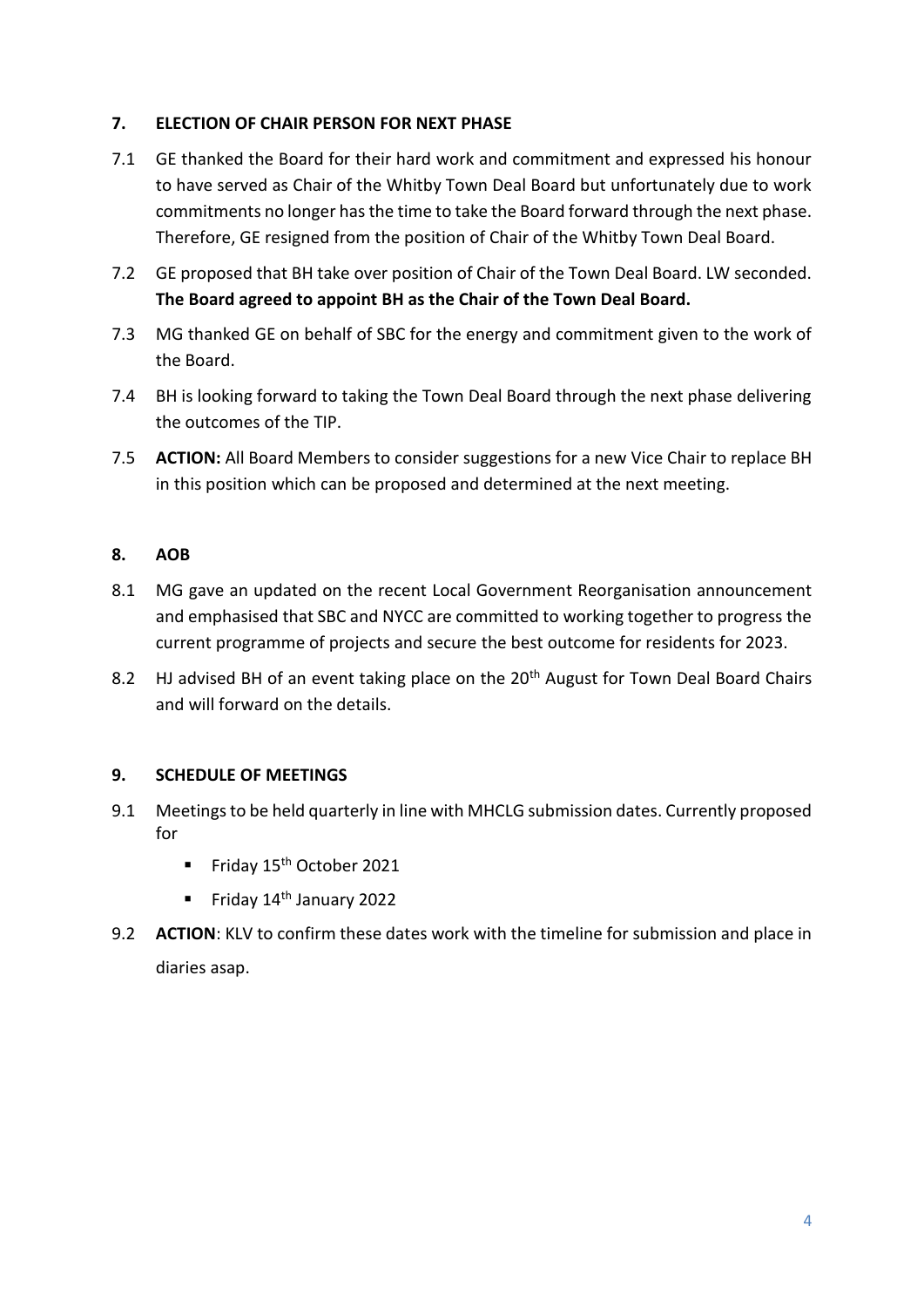## 7. ELECTION OF CHAIR PERSON FOR NEXT PHASE

7.1 GE thanked the Board for their hard work and commitment and expressed his honour to have served as Chair of the Whitby Town Deal Board but unfortunately due to work commitments no longer has the time to take the Board forward through the next phase. Therefore, GE resigned from the position of Chair of the Whitby Town Deal Board.

7.2 GE proposed that BH take over position of Chair of the Town Deal Board. LW seconded. **The Board agreed to appoint BH as the Chair of the Town Deal Board.**

7.3 MG thanked GE on behalf of SBC for the energy and commitment given to the work of the Board.

7.4 BH is looking forward to taking the Town Deal Board through the next phase delivering the outcomes of the TIP.

7.5 **ACTION:** All Board Members to consider suggestions for a new Vice Chair to replace BH in this position which can be proposed and determined at the next meeting.

## 8. AOB

8.1 MG gave an updated on the recent Local Government Reorganisation announcement and emphasised that SBC and NYCC are committed to working together to progress the current programme of projects and secure the best outcome for residents for 2023.

8.2 HJ advised BH of an event taking place on the 20th August for Town Deal Board Chairs and will forward on the details.

## 9. SCHEDULE OF MEETINGS

9.1 Meetings to be held quarterly in line with MHCLG submission dates. Currently proposed for

- Friday 15th October 2021
- Friday 14th January 2022

9.2 **ACTION**: KLV to confirm these dates work with the timeline for submission and place in diaries asap.